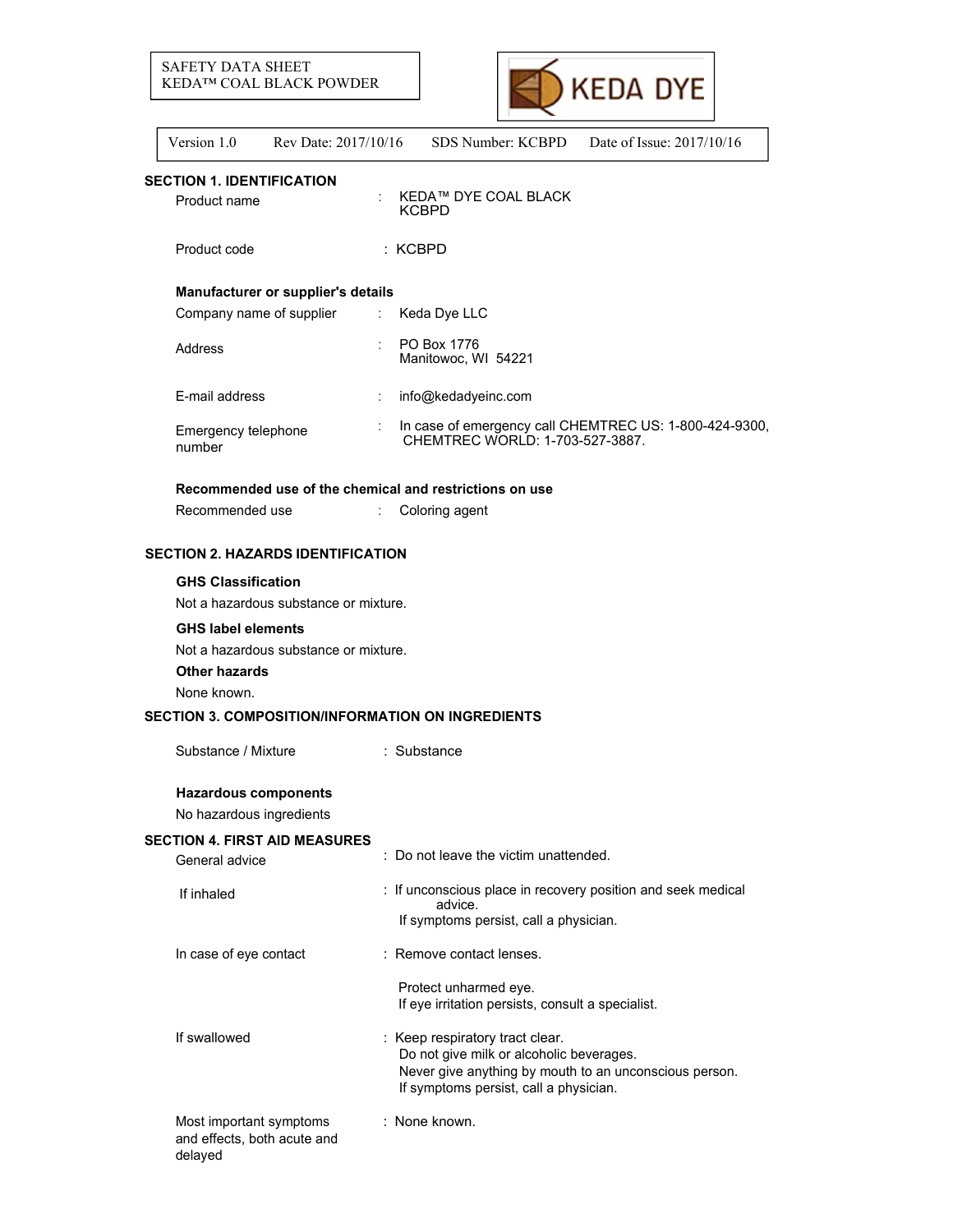SAFETY DATA SHEET
KEDA™ COAL BLACK POWDER

KEDA DYE

| Version 1.0 | Rev Date: 2017/10/16 | SDS Number: KCBPD | Date of Issue: 2017/10/16 |
|---|---|---|---|

## SECTION 1. IDENTIFICATION

| | | |
|---|---|---|
| Product name | : | KEDA™ DYE COAL BLACK KCBPD |
| Product code | : | KCBPD |

**Manufacturer or supplier's details**

| | | |
|---|---|---|
| Company name of supplier | : | Keda Dye LLC |
| Address | : | PO Box 1776 Manitowoc, WI 54221 |
| E-mail address | : | info@kedadyeinc.com |
| Emergency telephone number | : | In case of emergency call CHEMTREC US: 1-800-424-9300, CHEMTREC WORLD: 1-703-527-3887. |

**Recommended use of the chemical and restrictions on use**

| | | |
|---|---|---|
| Recommended use | : | Coloring agent |

## SECTION 2. HAZARDS IDENTIFICATION

**GHS Classification**

Not a hazardous substance or mixture.

**GHS label elements**

Not a hazardous substance or mixture.

**Other hazards**

None known.

## SECTION 3. COMPOSITION/INFORMATION ON INGREDIENTS

| | | |
|---|---|---|
| Substance / Mixture | : | Substance |

**Hazardous components**

No hazardous ingredients

## SECTION 4. FIRST AID MEASURES

| | | |
|---|---|---|
| General advice | : | Do not leave the victim unattended. |
| If inhaled | : | If unconscious place in recovery position and seek medical advice.<br>If symptoms persist, call a physician. |
| In case of eye contact | : | Remove contact lenses.<br>Protect unharmed eye.<br>If eye irritation persists, consult a specialist. |
| If swallowed | : | Keep respiratory tract clear.<br>Do not give milk or alcoholic beverages.<br>Never give anything by mouth to an unconscious person.<br>If symptoms persist, call a physician. |
| Most important symptoms and effects, both acute and delayed | : | None known. |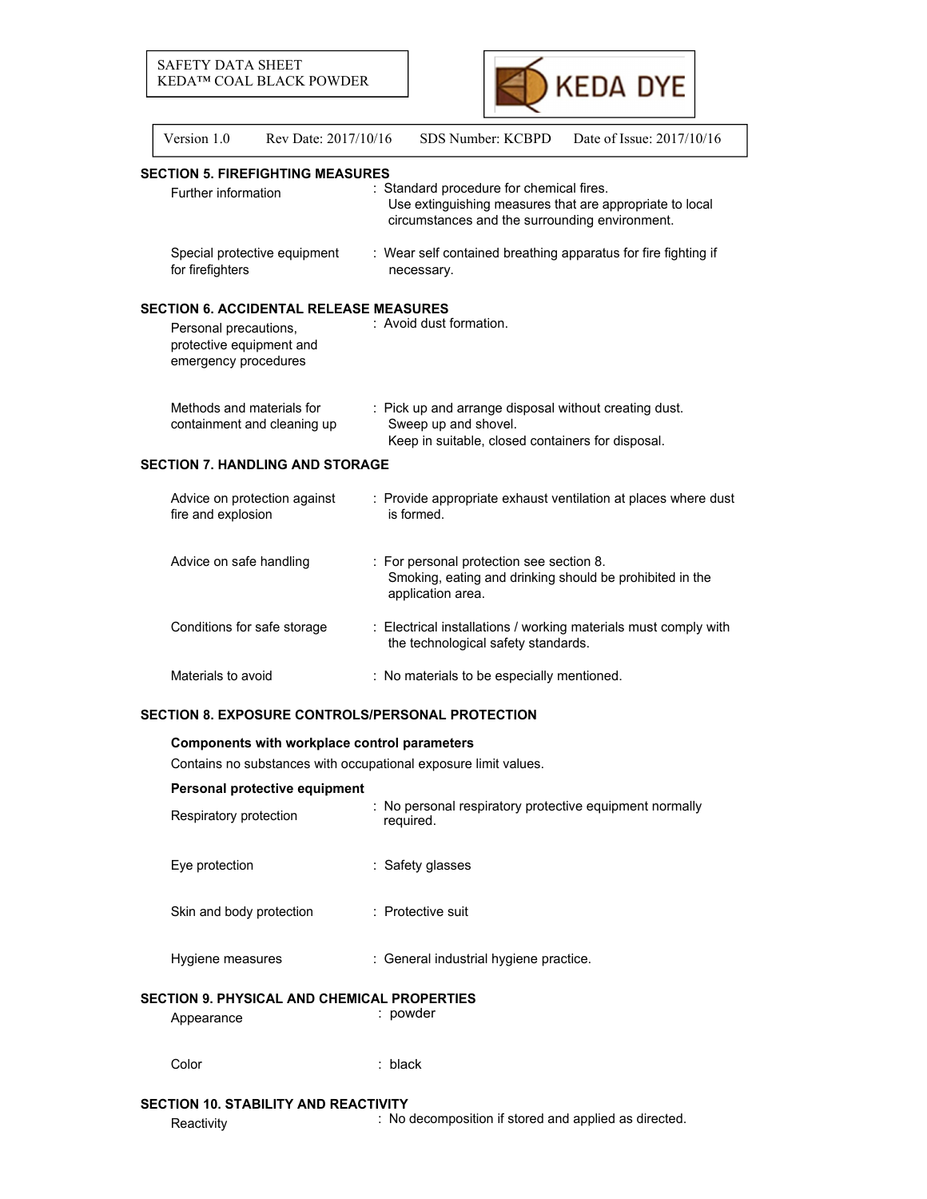## SECTION 5. FIREFIGHTING MEASURES

| | |
|---|---|
| Further information | : Standard procedure for chemical fires.<br>Use extinguishing measures that are appropriate to local circumstances and the surrounding environment. |
| Special protective equipment for firefighters | : Wear self contained breathing apparatus for fire fighting if necessary. |

## SECTION 6. ACCIDENTAL RELEASE MEASURES

| | |
|---|---|
| Personal precautions, protective equipment and emergency procedures | : Avoid dust formation. |
| Methods and materials for containment and cleaning up | : Pick up and arrange disposal without creating dust.<br>Sweep up and shovel.<br>Keep in suitable, closed containers for disposal. |

## SECTION 7. HANDLING AND STORAGE

| | |
|---|---|
| Advice on protection against fire and explosion | : Provide appropriate exhaust ventilation at places where dust is formed. |
| Advice on safe handling | : For personal protection see section 8.<br>Smoking, eating and drinking should be prohibited in the application area. |
| Conditions for safe storage | : Electrical installations / working materials must comply with the technological safety standards. |
| Materials to avoid | : No materials to be especially mentioned. |

## SECTION 8. EXPOSURE CONTROLS/PERSONAL PROTECTION

**Components with workplace control parameters**

Contains no substances with occupational exposure limit values.

**Personal protective equipment**

| | |
|---|---|
| Respiratory protection | : No personal respiratory protective equipment normally required. |
| Eye protection | : Safety glasses |
| Skin and body protection | : Protective suit |
| Hygiene measures | : General industrial hygiene practice. |

## SECTION 9. PHYSICAL AND CHEMICAL PROPERTIES

| | |
|---|---|
| Appearance | : powder |
| Color | : black |

## SECTION 10. STABILITY AND REACTIVITY

| | |
|---|---|
| Reactivity | : No decomposition if stored and applied as directed. |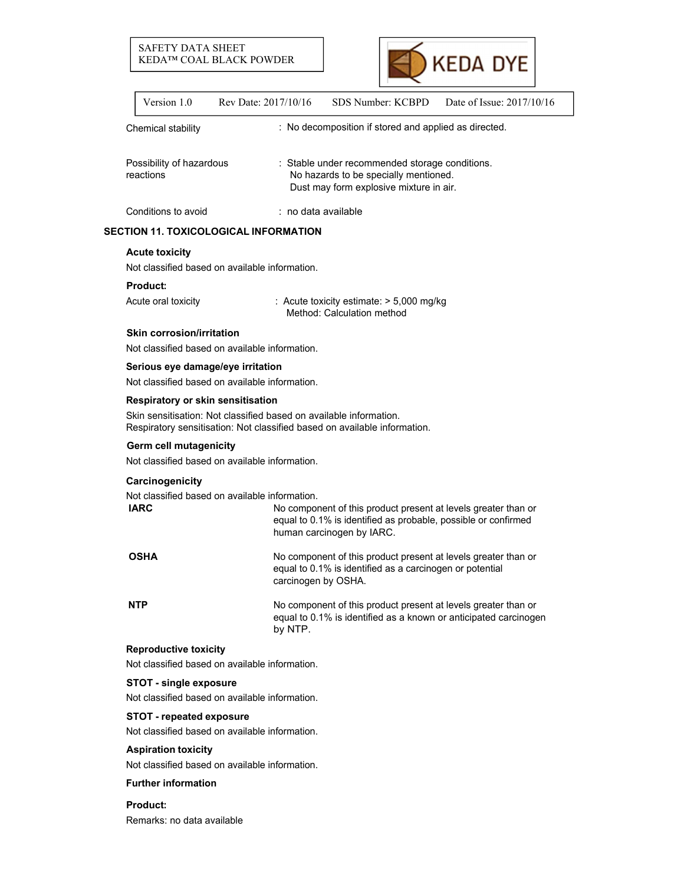| | |
|---|---|
| Chemical stability | : No decomposition if stored and applied as directed. |
| Possibility of hazardous reactions | : Stable under recommended storage conditions.<br>No hazards to be specially mentioned.<br>Dust may form explosive mixture in air. |
| Conditions to avoid | : no data available |

## SECTION 11. TOXICOLOGICAL INFORMATION

**Acute toxicity**

Not classified based on available information.

**Product:**

| | |
|---|---|
| Acute oral toxicity | : Acute toxicity estimate: > 5,000 mg/kg<br>Method: Calculation method |

**Skin corrosion/irritation**

Not classified based on available information.

**Serious eye damage/eye irritation**

Not classified based on available information.

**Respiratory or skin sensitisation**

Skin sensitisation: Not classified based on available information.
Respiratory sensitisation: Not classified based on available information.

**Germ cell mutagenicity**

Not classified based on available information.

**Carcinogenicity**

Not classified based on available information.

| | |
|---|---|
| **IARC** | No component of this product present at levels greater than or equal to 0.1% is identified as probable, possible or confirmed human carcinogen by IARC. |
| **OSHA** | No component of this product present at levels greater than or equal to 0.1% is identified as a carcinogen or potential carcinogen by OSHA. |
| **NTP** | No component of this product present at levels greater than or equal to 0.1% is identified as a known or anticipated carcinogen by NTP. |

**Reproductive toxicity**

Not classified based on available information.

**STOT - single exposure**

Not classified based on available information.

**STOT - repeated exposure**

Not classified based on available information.

**Aspiration toxicity**

Not classified based on available information.

**Further information**

**Product:**

Remarks: no data available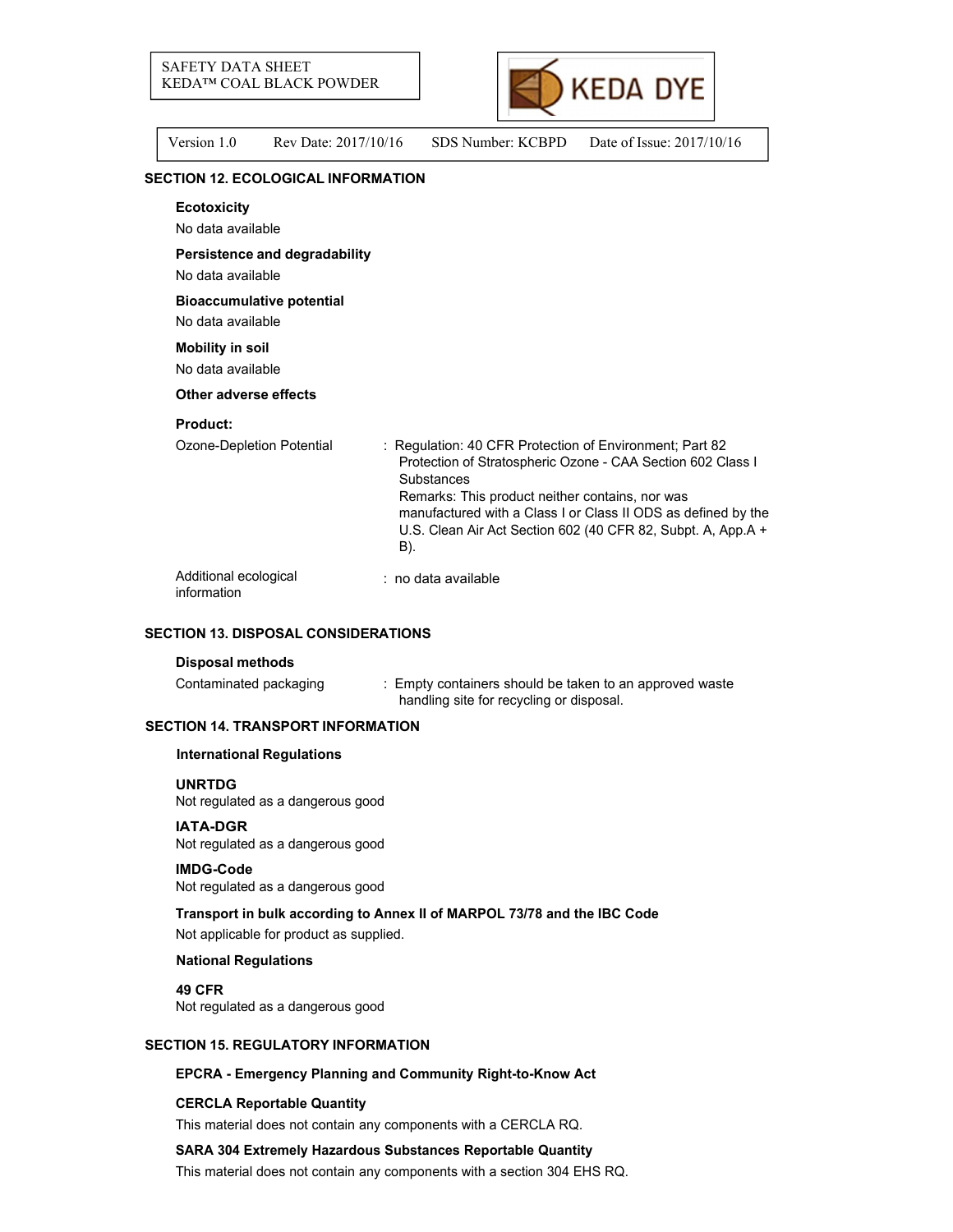## SECTION 12. ECOLOGICAL INFORMATION

**Ecotoxicity**

No data available

**Persistence and degradability**

No data available

**Bioaccumulative potential**

No data available

**Mobility in soil**

No data available

**Other adverse effects**

**Product:**

Ozone-Depletion Potential : Regulation: 40 CFR Protection of Environment; Part 82 Protection of Stratospheric Ozone - CAA Section 602 Class I Substances
Remarks: This product neither contains, nor was manufactured with a Class I or Class II ODS as defined by the U.S. Clean Air Act Section 602 (40 CFR 82, Subpt. A, App.A + B).

Additional ecological information : no data available

## SECTION 13. DISPOSAL CONSIDERATIONS

**Disposal methods**

Contaminated packaging : Empty containers should be taken to an approved waste handling site for recycling or disposal.

## SECTION 14. TRANSPORT INFORMATION

**International Regulations**

**UNRTDG**

Not regulated as a dangerous good

**IATA-DGR**

Not regulated as a dangerous good

**IMDG-Code**

Not regulated as a dangerous good

**Transport in bulk according to Annex II of MARPOL 73/78 and the IBC Code**

Not applicable for product as supplied.

**National Regulations**

**49 CFR**

Not regulated as a dangerous good

## SECTION 15. REGULATORY INFORMATION

**EPCRA - Emergency Planning and Community Right-to-Know Act**

**CERCLA Reportable Quantity**

This material does not contain any components with a CERCLA RQ.

**SARA 304 Extremely Hazardous Substances Reportable Quantity**

This material does not contain any components with a section 304 EHS RQ.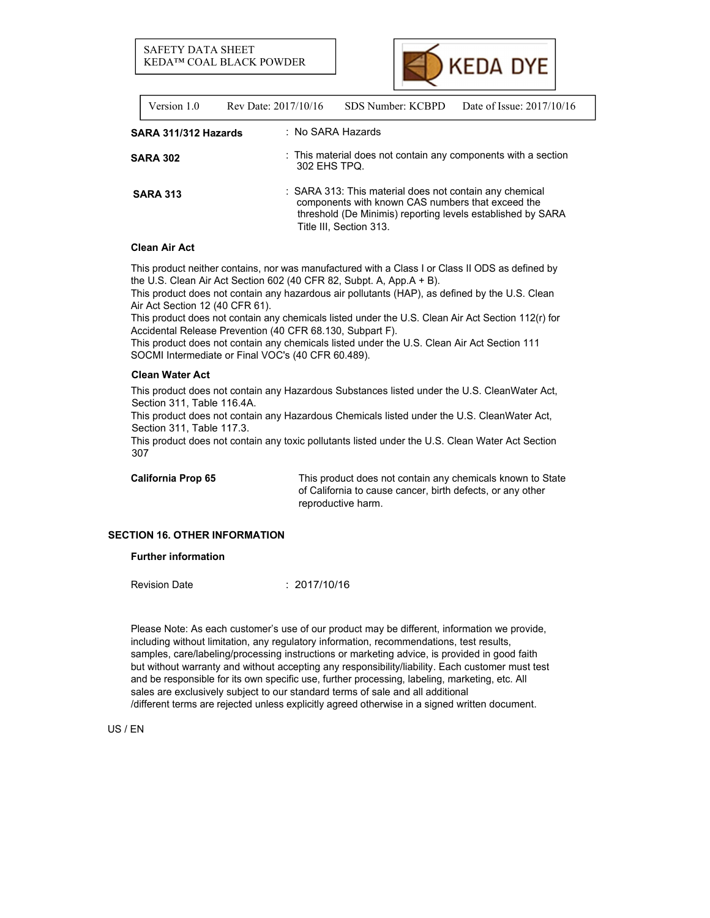| | |
|---|---|
| **SARA 311/312 Hazards** | : No SARA Hazards |
| **SARA 302** | : This material does not contain any components with a section 302 EHS TPQ. |
| **SARA 313** | : SARA 313: This material does not contain any chemical components with known CAS numbers that exceed the threshold (De Minimis) reporting levels established by SARA Title III, Section 313. |

**Clean Air Act**

This product neither contains, nor was manufactured with a Class I or Class II ODS as defined by the U.S. Clean Air Act Section 602 (40 CFR 82, Subpt. A, App.A + B).
This product does not contain any hazardous air pollutants (HAP), as defined by the U.S. Clean Air Act Section 12 (40 CFR 61).
This product does not contain any chemicals listed under the U.S. Clean Air Act Section 112(r) for Accidental Release Prevention (40 CFR 68.130, Subpart F).
This product does not contain any chemicals listed under the U.S. Clean Air Act Section 111 SOCMI Intermediate or Final VOC's (40 CFR 60.489).

**Clean Water Act**

This product does not contain any Hazardous Substances listed under the U.S. CleanWater Act, Section 311, Table 116.4A.
This product does not contain any Hazardous Chemicals listed under the U.S. CleanWater Act, Section 311, Table 117.3.
This product does not contain any toxic pollutants listed under the U.S. Clean Water Act Section 307

| | |
|---|---|
| **California Prop 65** | This product does not contain any chemicals known to State of California to cause cancer, birth defects, or any other reproductive harm. |

## SECTION 16. OTHER INFORMATION

**Further information**

Revision Date : 2017/10/16

Please Note: As each customer's use of our product may be different, information we provide, including without limitation, any regulatory information, recommendations, test results, samples, care/labeling/processing instructions or marketing advice, is provided in good faith but without warranty and without accepting any responsibility/liability. Each customer must test and be responsible for its own specific use, further processing, labeling, marketing, etc. All sales are exclusively subject to our standard terms of sale and all additional /different terms are rejected unless explicitly agreed otherwise in a signed written document.

US / EN